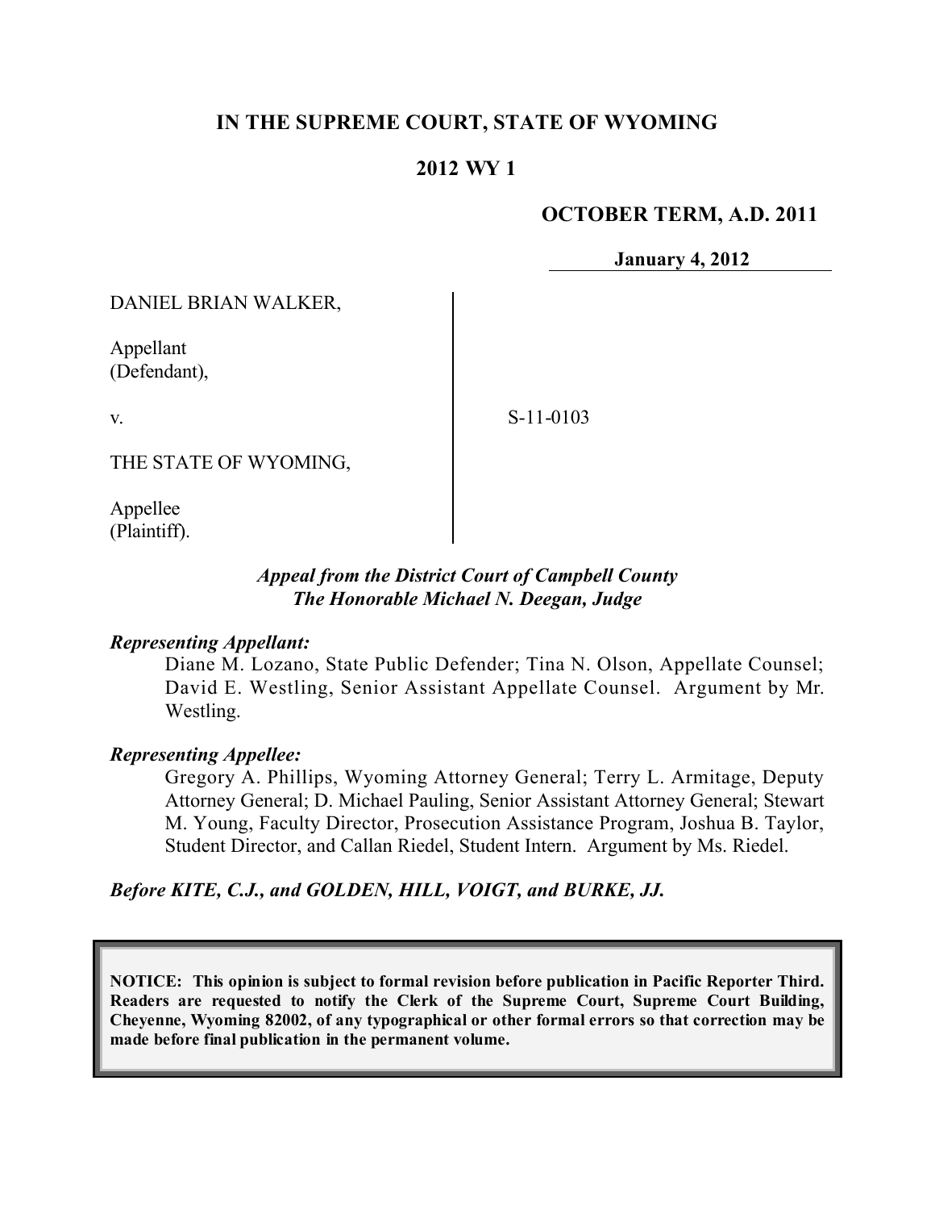# IN THE SUPREME COURT, STATE OF WYOMING

## 2012 WY 1

**OCTOBER TERM, A.D. 2011**

**January 4, 2012**

DANIEL BRIAN WALKER,

Appellant
(Defendant),

v.

S-11-0103

THE STATE OF WYOMING,

Appellee
(Plaintiff).

*Appeal from the District Court of Campbell County*
*The Honorable Michael N. Deegan, Judge*

***Representing Appellant:***

Diane M. Lozano, State Public Defender; Tina N. Olson, Appellate Counsel; David E. Westling, Senior Assistant Appellate Counsel. Argument by Mr. Westling.

***Representing Appellee:***

Gregory A. Phillips, Wyoming Attorney General; Terry L. Armitage, Deputy Attorney General; D. Michael Pauling, Senior Assistant Attorney General; Stewart M. Young, Faculty Director, Prosecution Assistance Program, Joshua B. Taylor, Student Director, and Callan Riedel, Student Intern. Argument by Ms. Riedel.

***Before KITE, C.J., and GOLDEN, HILL, VOIGT, and BURKE, JJ.***

**NOTICE: This opinion is subject to formal revision before publication in Pacific Reporter Third. Readers are requested to notify the Clerk of the Supreme Court, Supreme Court Building, Cheyenne, Wyoming 82002, of any typographical or other formal errors so that correction may be made before final publication in the permanent volume.**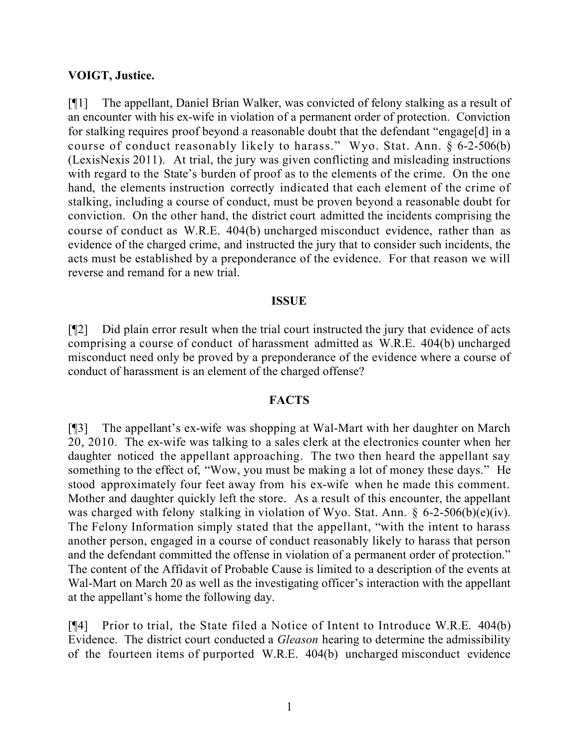**VOIGT, Justice.**

[¶1] The appellant, Daniel Brian Walker, was convicted of felony stalking as a result of an encounter with his ex-wife in violation of a permanent order of protection. Conviction for stalking requires proof beyond a reasonable doubt that the defendant "engage[d] in a course of conduct reasonably likely to harass." Wyo. Stat. Ann. § 6-2-506(b) (LexisNexis 2011). At trial, the jury was given conflicting and misleading instructions with regard to the State's burden of proof as to the elements of the crime. On the one hand, the elements instruction correctly indicated that each element of the crime of stalking, including a course of conduct, must be proven beyond a reasonable doubt for conviction. On the other hand, the district court admitted the incidents comprising the course of conduct as W.R.E. 404(b) uncharged misconduct evidence, rather than as evidence of the charged crime, and instructed the jury that to consider such incidents, the acts must be established by a preponderance of the evidence. For that reason we will reverse and remand for a new trial.

## ISSUE

[¶2] Did plain error result when the trial court instructed the jury that evidence of acts comprising a course of conduct of harassment admitted as W.R.E. 404(b) uncharged misconduct need only be proved by a preponderance of the evidence where a course of conduct of harassment is an element of the charged offense?

## FACTS

[¶3] The appellant's ex-wife was shopping at Wal-Mart with her daughter on March 20, 2010. The ex-wife was talking to a sales clerk at the electronics counter when her daughter noticed the appellant approaching. The two then heard the appellant say something to the effect of, "Wow, you must be making a lot of money these days." He stood approximately four feet away from his ex-wife when he made this comment. Mother and daughter quickly left the store. As a result of this encounter, the appellant was charged with felony stalking in violation of Wyo. Stat. Ann. § 6-2-506(b)(e)(iv). The Felony Information simply stated that the appellant, "with the intent to harass another person, engaged in a course of conduct reasonably likely to harass that person and the defendant committed the offense in violation of a permanent order of protection." The content of the Affidavit of Probable Cause is limited to a description of the events at Wal-Mart on March 20 as well as the investigating officer's interaction with the appellant at the appellant's home the following day.

[¶4] Prior to trial, the State filed a Notice of Intent to Introduce W.R.E. 404(b) Evidence. The district court conducted a *Gleason* hearing to determine the admissibility of the fourteen items of purported W.R.E. 404(b) uncharged misconduct evidence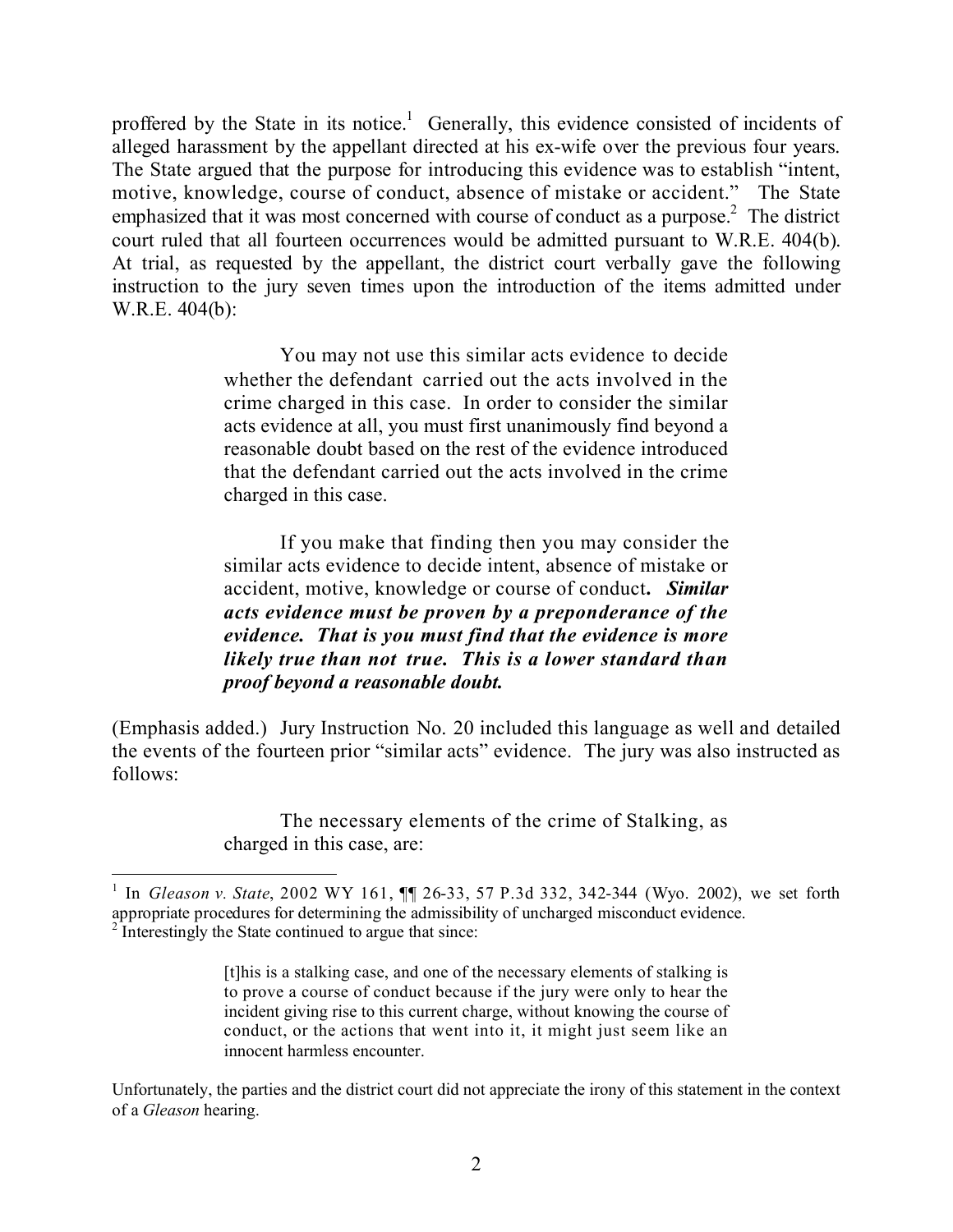proffered by the State in its notice.[1] Generally, this evidence consisted of incidents of alleged harassment by the appellant directed at his ex-wife over the previous four years. The State argued that the purpose for introducing this evidence was to establish "intent, motive, knowledge, course of conduct, absence of mistake or accident." The State emphasized that it was most concerned with course of conduct as a purpose.[2] The district court ruled that all fourteen occurrences would be admitted pursuant to W.R.E. 404(b). At trial, as requested by the appellant, the district court verbally gave the following instruction to the jury seven times upon the introduction of the items admitted under W.R.E. 404(b):

> You may not use this similar acts evidence to decide whether the defendant carried out the acts involved in the crime charged in this case. In order to consider the similar acts evidence at all, you must first unanimously find beyond a reasonable doubt based on the rest of the evidence introduced that the defendant carried out the acts involved in the crime charged in this case.
>
> If you make that finding then you may consider the similar acts evidence to decide intent, absence of mistake or accident, motive, knowledge or course of conduct. ***Similar acts evidence must be proven by a preponderance of the evidence. That is you must find that the evidence is more likely true than not true. This is a lower standard than proof beyond a reasonable doubt.***

(Emphasis added.) Jury Instruction No. 20 included this language as well and detailed the events of the fourteen prior "similar acts" evidence. The jury was also instructed as follows:

> The necessary elements of the crime of Stalking, as charged in this case, are:

---

[1] In *Gleason v. State*, 2002 WY 161, ¶¶ 26-33, 57 P.3d 332, 342-344 (Wyo. 2002), we set forth appropriate procedures for determining the admissibility of uncharged misconduct evidence.

[2] Interestingly the State continued to argue that since:

> [t]his is a stalking case, and one of the necessary elements of stalking is to prove a course of conduct because if the jury were only to hear the incident giving rise to this current charge, without knowing the course of conduct, or the actions that went into it, it might just seem like an innocent harmless encounter.

Unfortunately, the parties and the district court did not appreciate the irony of this statement in the context of a *Gleason* hearing.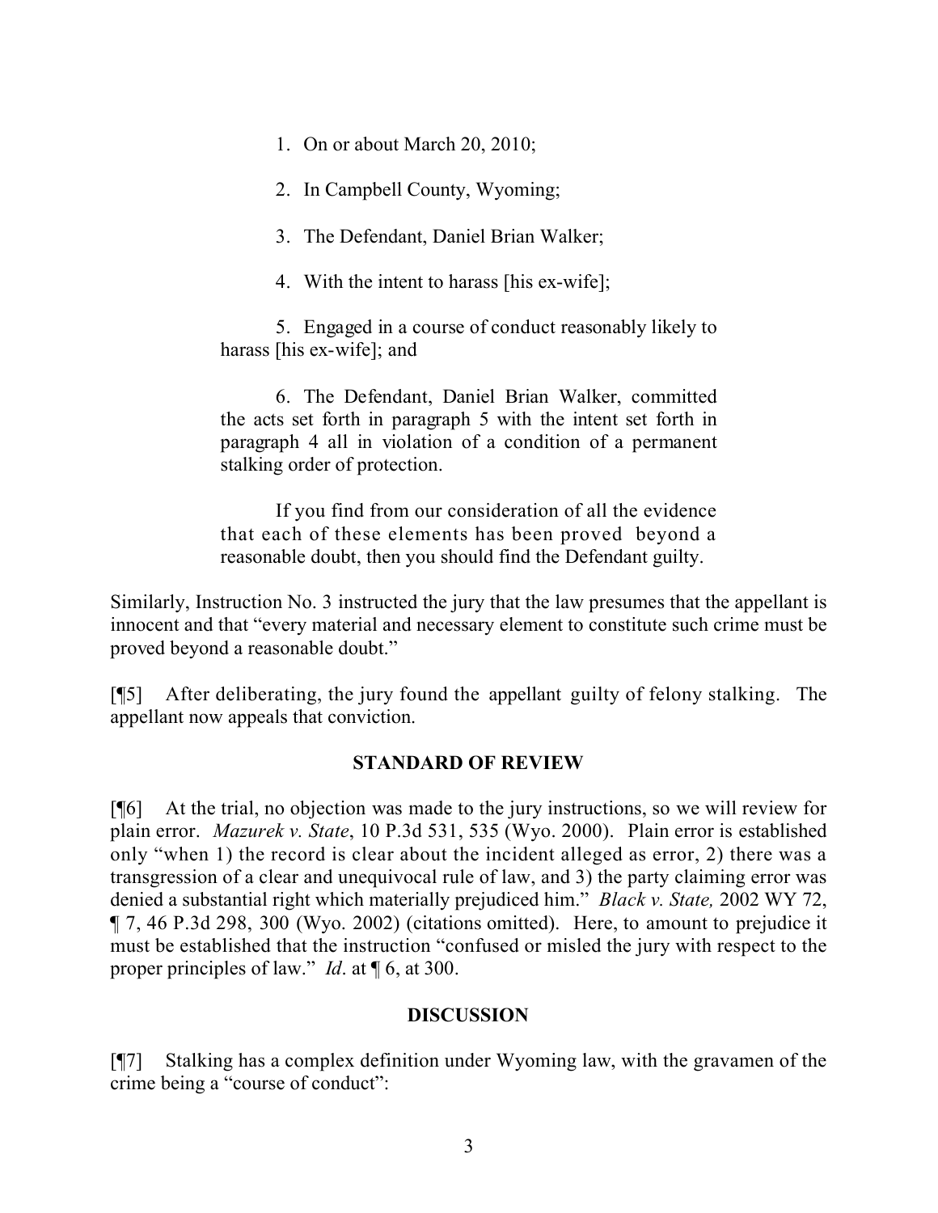1. On or about March 20, 2010;

2. In Campbell County, Wyoming;

3. The Defendant, Daniel Brian Walker;

4. With the intent to harass [his ex-wife];

5. Engaged in a course of conduct reasonably likely to harass [his ex-wife]; and

6. The Defendant, Daniel Brian Walker, committed the acts set forth in paragraph 5 with the intent set forth in paragraph 4 all in violation of a condition of a permanent stalking order of protection.

> If you find from our consideration of all the evidence that each of these elements has been proved beyond a reasonable doubt, then you should find the Defendant guilty.

Similarly, Instruction No. 3 instructed the jury that the law presumes that the appellant is innocent and that "every material and necessary element to constitute such crime must be proved beyond a reasonable doubt."

[¶5] After deliberating, the jury found the appellant guilty of felony stalking. The appellant now appeals that conviction.

## STANDARD OF REVIEW

[¶6] At the trial, no objection was made to the jury instructions, so we will review for plain error. *Mazurek v. State*, 10 P.3d 531, 535 (Wyo. 2000). Plain error is established only "when 1) the record is clear about the incident alleged as error, 2) there was a transgression of a clear and unequivocal rule of law, and 3) the party claiming error was denied a substantial right which materially prejudiced him." *Black v. State,* 2002 WY 72, ¶ 7, 46 P.3d 298, 300 (Wyo. 2002) (citations omitted). Here, to amount to prejudice it must be established that the instruction "confused or misled the jury with respect to the proper principles of law." *Id*. at ¶ 6, at 300.

## DISCUSSION

[¶7] Stalking has a complex definition under Wyoming law, with the gravamen of the crime being a "course of conduct":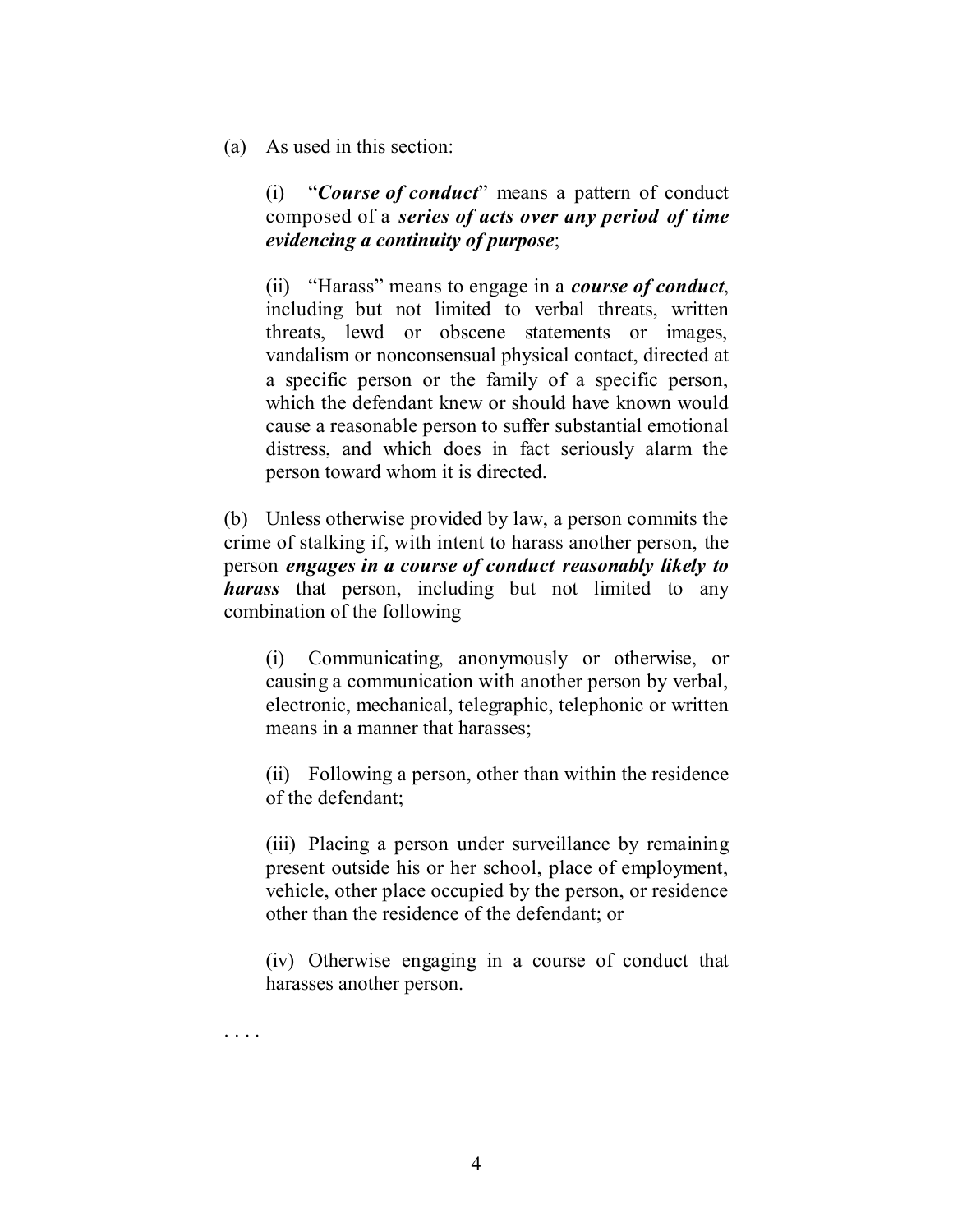(a) As used in this section:

> (i) "***Course of conduct***" means a pattern of conduct composed of a ***series of acts over any period of time evidencing a continuity of purpose***;
>
> (ii) "Harass" means to engage in a ***course of conduct***, including but not limited to verbal threats, written threats, lewd or obscene statements or images, vandalism or nonconsensual physical contact, directed at a specific person or the family of a specific person, which the defendant knew or should have known would cause a reasonable person to suffer substantial emotional distress, and which does in fact seriously alarm the person toward whom it is directed.

(b) Unless otherwise provided by law, a person commits the crime of stalking if, with intent to harass another person, the person ***engages in a course of conduct reasonably likely to harass*** that person, including but not limited to any combination of the following

> (i) Communicating, anonymously or otherwise, or causing a communication with another person by verbal, electronic, mechanical, telegraphic, telephonic or written means in a manner that harasses;
>
> (ii) Following a person, other than within the residence of the defendant;
>
> (iii) Placing a person under surveillance by remaining present outside his or her school, place of employment, vehicle, other place occupied by the person, or residence other than the residence of the defendant; or
>
> (iv) Otherwise engaging in a course of conduct that harasses another person.

. . . .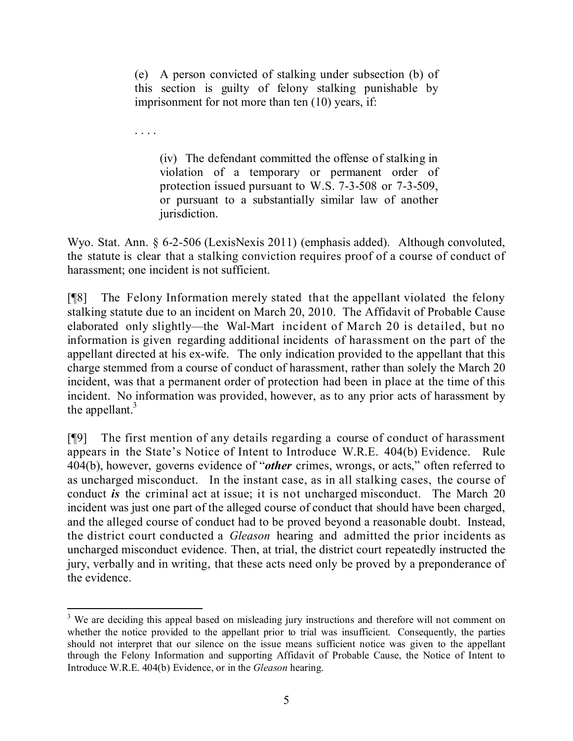> (e) A person convicted of stalking under subsection (b) of this section is guilty of felony stalking punishable by imprisonment for not more than ten (10) years, if:
>
> . . . .
>
> > (iv) The defendant committed the offense of stalking in violation of a temporary or permanent order of protection issued pursuant to W.S. 7-3-508 or 7-3-509, or pursuant to a substantially similar law of another jurisdiction.

Wyo. Stat. Ann. § 6-2-506 (LexisNexis 2011) (emphasis added). Although convoluted, the statute is clear that a stalking conviction requires proof of a course of conduct of harassment; one incident is not sufficient.

[¶8] The Felony Information merely stated that the appellant violated the felony stalking statute due to an incident on March 20, 2010. The Affidavit of Probable Cause elaborated only slightly—the Wal-Mart incident of March 20 is detailed, but no information is given regarding additional incidents of harassment on the part of the appellant directed at his ex-wife. The only indication provided to the appellant that this charge stemmed from a course of conduct of harassment, rather than solely the March 20 incident, was that a permanent order of protection had been in place at the time of this incident. No information was provided, however, as to any prior acts of harassment by the appellant.[3]

[¶9] The first mention of any details regarding a course of conduct of harassment appears in the State's Notice of Intent to Introduce W.R.E. 404(b) Evidence. Rule 404(b), however, governs evidence of "***other*** crimes, wrongs, or acts," often referred to as uncharged misconduct. In the instant case, as in all stalking cases, the course of conduct ***is*** the criminal act at issue; it is not uncharged misconduct. The March 20 incident was just one part of the alleged course of conduct that should have been charged, and the alleged course of conduct had to be proved beyond a reasonable doubt. Instead, the district court conducted a *Gleason* hearing and admitted the prior incidents as uncharged misconduct evidence. Then, at trial, the district court repeatedly instructed the jury, verbally and in writing, that these acts need only be proved by a preponderance of the evidence.

---

[3] We are deciding this appeal based on misleading jury instructions and therefore will not comment on whether the notice provided to the appellant prior to trial was insufficient. Consequently, the parties should not interpret that our silence on the issue means sufficient notice was given to the appellant through the Felony Information and supporting Affidavit of Probable Cause, the Notice of Intent to Introduce W.R.E. 404(b) Evidence, or in the *Gleason* hearing.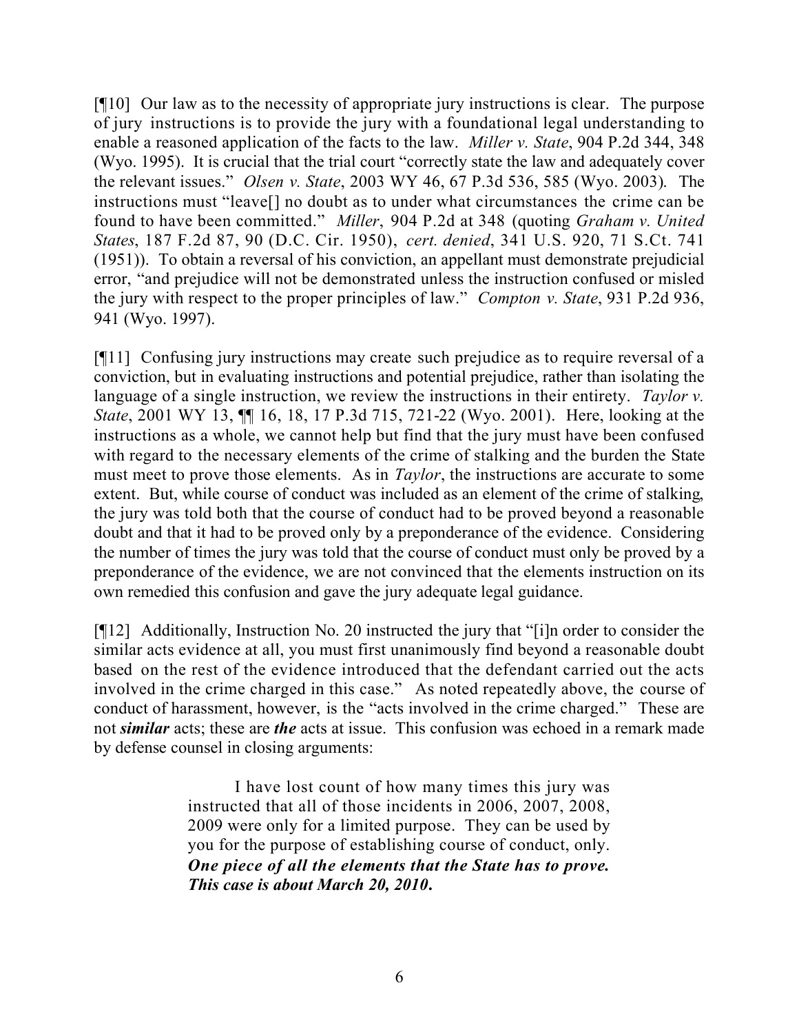[¶10] Our law as to the necessity of appropriate jury instructions is clear. The purpose of jury instructions is to provide the jury with a foundational legal understanding to enable a reasoned application of the facts to the law. *Miller v. State*, 904 P.2d 344, 348 (Wyo. 1995). It is crucial that the trial court "correctly state the law and adequately cover the relevant issues." *Olsen v. State*, 2003 WY 46, 67 P.3d 536, 585 (Wyo. 2003). The instructions must "leave[] no doubt as to under what circumstances the crime can be found to have been committed." *Miller*, 904 P.2d at 348 (quoting *Graham v. United States*, 187 F.2d 87, 90 (D.C. Cir. 1950), *cert. denied*, 341 U.S. 920, 71 S.Ct. 741 (1951)). To obtain a reversal of his conviction, an appellant must demonstrate prejudicial error, "and prejudice will not be demonstrated unless the instruction confused or misled the jury with respect to the proper principles of law." *Compton v. State*, 931 P.2d 936, 941 (Wyo. 1997).

[¶11] Confusing jury instructions may create such prejudice as to require reversal of a conviction, but in evaluating instructions and potential prejudice, rather than isolating the language of a single instruction, we review the instructions in their entirety. *Taylor v. State*, 2001 WY 13, ¶¶ 16, 18, 17 P.3d 715, 721-22 (Wyo. 2001). Here, looking at the instructions as a whole, we cannot help but find that the jury must have been confused with regard to the necessary elements of the crime of stalking and the burden the State must meet to prove those elements. As in *Taylor*, the instructions are accurate to some extent. But, while course of conduct was included as an element of the crime of stalking, the jury was told both that the course of conduct had to be proved beyond a reasonable doubt and that it had to be proved only by a preponderance of the evidence. Considering the number of times the jury was told that the course of conduct must only be proved by a preponderance of the evidence, we are not convinced that the elements instruction on its own remedied this confusion and gave the jury adequate legal guidance.

[¶12] Additionally, Instruction No. 20 instructed the jury that "[i]n order to consider the similar acts evidence at all, you must first unanimously find beyond a reasonable doubt based on the rest of the evidence introduced that the defendant carried out the acts involved in the crime charged in this case." As noted repeatedly above, the course of conduct of harassment, however, is the "acts involved in the crime charged." These are not ***similar*** acts; these are ***the*** acts at issue. This confusion was echoed in a remark made by defense counsel in closing arguments:

> I have lost count of how many times this jury was instructed that all of those incidents in 2006, 2007, 2008, 2009 were only for a limited purpose. They can be used by you for the purpose of establishing course of conduct, only. ***One piece of all the elements that the State has to prove. This case is about March 20, 2010.***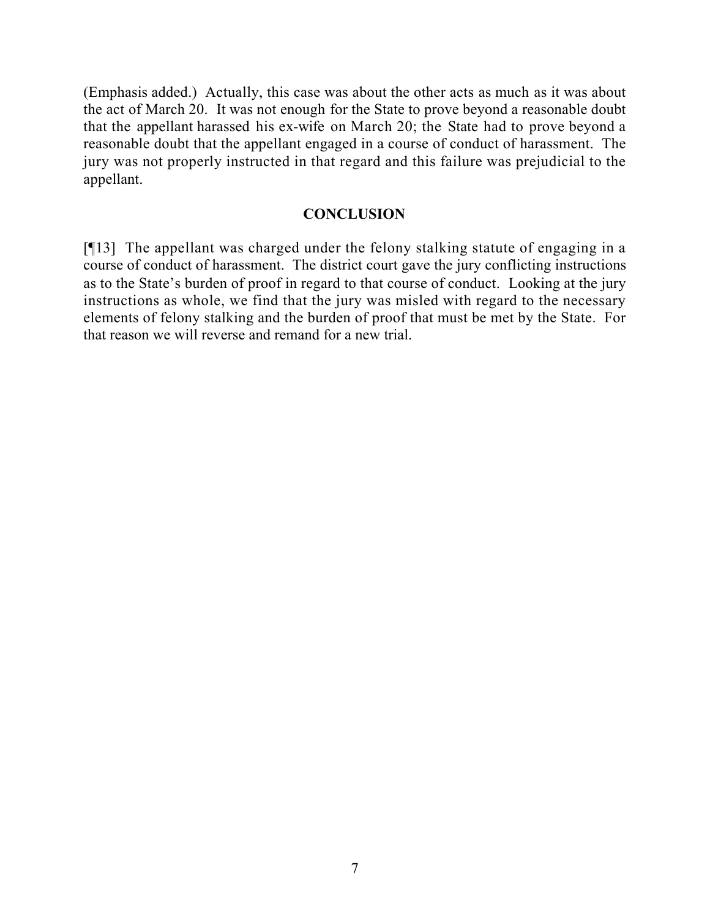(Emphasis added.) Actually, this case was about the other acts as much as it was about the act of March 20. It was not enough for the State to prove beyond a reasonable doubt that the appellant harassed his ex-wife on March 20; the State had to prove beyond a reasonable doubt that the appellant engaged in a course of conduct of harassment. The jury was not properly instructed in that regard and this failure was prejudicial to the appellant.

## CONCLUSION

[¶13] The appellant was charged under the felony stalking statute of engaging in a course of conduct of harassment. The district court gave the jury conflicting instructions as to the State's burden of proof in regard to that course of conduct. Looking at the jury instructions as whole, we find that the jury was misled with regard to the necessary elements of felony stalking and the burden of proof that must be met by the State. For that reason we will reverse and remand for a new trial.